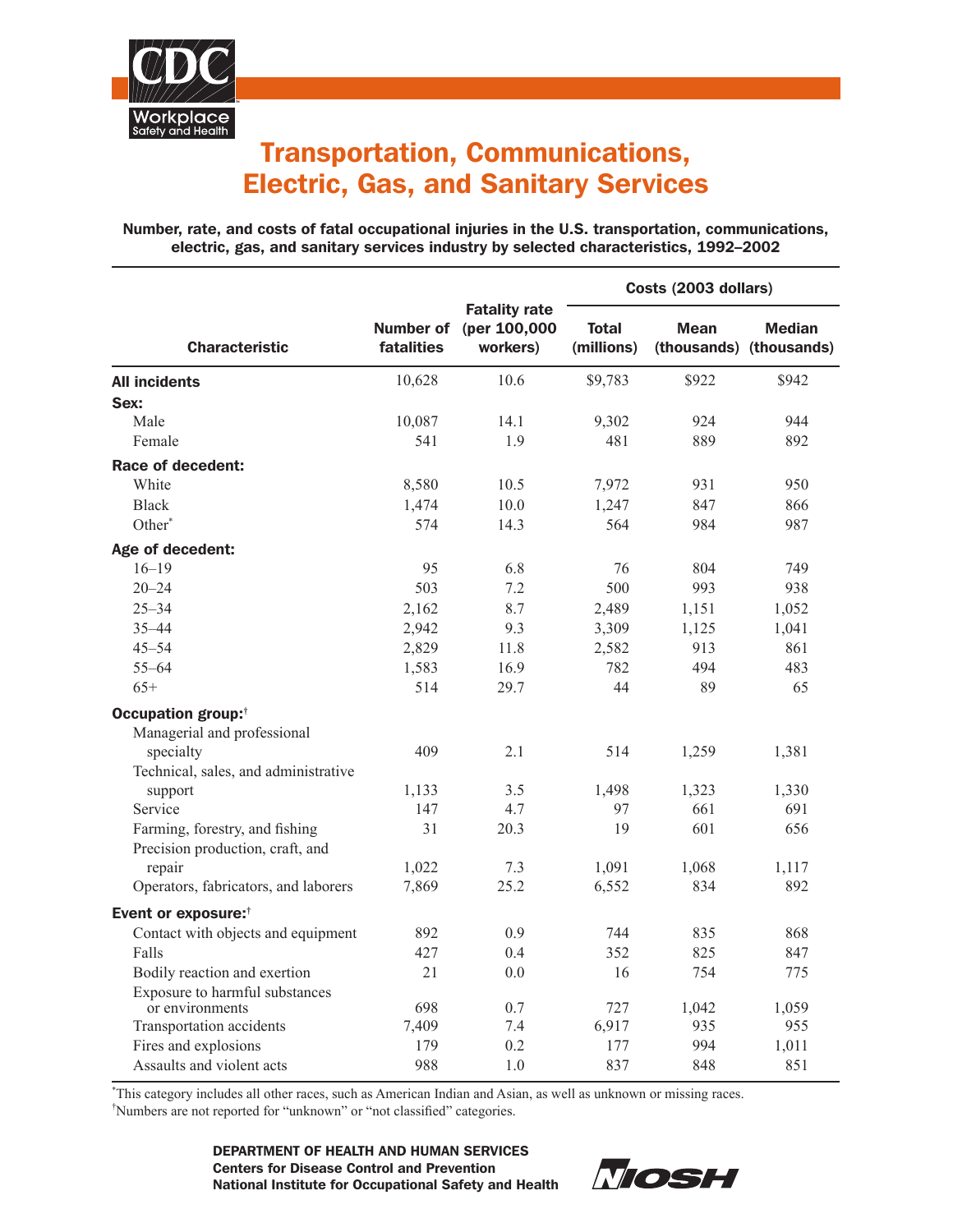# Transportation, Communications, Electric, Gas, and Sanitary Services

**Number, rate, and costs of fatal occupational injuries in the U.S. transportation, communications, electric, gas, and sanitary services industry by selected characteristics, 1992–2002**

| Characteristic | Number of fatalities | Fatality rate (per 100,000 workers) | Costs (2003 dollars) | | |
|---|---|---|---|---|---|
| | | | Total (millions) | Mean (thousands) | Median (thousands) |
| **All incidents** | 10,628 | 10.6 | $9,783 | $922 | $942 |
| **Sex:** | | | | | |
| Male | 10,087 | 14.1 | 9,302 | 924 | 944 |
| Female | 541 | 1.9 | 481 | 889 | 892 |
| **Race of decedent:** | | | | | |
| White | 8,580 | 10.5 | 7,972 | 931 | 950 |
| Black | 1,474 | 10.0 | 1,247 | 847 | 866 |
| Other* | 574 | 14.3 | 564 | 984 | 987 |
| **Age of decedent:** | | | | | |
| 16–19 | 95 | 6.8 | 76 | 804 | 749 |
| 20–24 | 503 | 7.2 | 500 | 993 | 938 |
| 25–34 | 2,162 | 8.7 | 2,489 | 1,151 | 1,052 |
| 35–44 | 2,942 | 9.3 | 3,309 | 1,125 | 1,041 |
| 45–54 | 2,829 | 11.8 | 2,582 | 913 | 861 |
| 55–64 | 1,583 | 16.9 | 782 | 494 | 483 |
| 65+ | 514 | 29.7 | 44 | 89 | 65 |
| **Occupation group:†** | | | | | |
| Managerial and professional specialty | 409 | 2.1 | 514 | 1,259 | 1,381 |
| Technical, sales, and administrative support | 1,133 | 3.5 | 1,498 | 1,323 | 1,330 |
| Service | 147 | 4.7 | 97 | 661 | 691 |
| Farming, forestry, and fishing | 31 | 20.3 | 19 | 601 | 656 |
| Precision production, craft, and repair | 1,022 | 7.3 | 1,091 | 1,068 | 1,117 |
| Operators, fabricators, and laborers | 7,869 | 25.2 | 6,552 | 834 | 892 |
| **Event or exposure:†** | | | | | |
| Contact with objects and equipment | 892 | 0.9 | 744 | 835 | 868 |
| Falls | 427 | 0.4 | 352 | 825 | 847 |
| Bodily reaction and exertion | 21 | 0.0 | 16 | 754 | 775 |
| Exposure to harmful substances or environments | 698 | 0.7 | 727 | 1,042 | 1,059 |
| Transportation accidents | 7,409 | 7.4 | 6,917 | 935 | 955 |
| Fires and explosions | 179 | 0.2 | 177 | 994 | 1,011 |
| Assaults and violent acts | 988 | 1.0 | 837 | 848 | 851 |

*This category includes all other races, such as American Indian and Asian, as well as unknown or missing races.
†Numbers are not reported for "unknown" or "not classified" categories.

**DEPARTMENT OF HEALTH AND HUMAN SERVICES**
**Centers for Disease Control and Prevention**
**National Institute for Occupational Safety and Health**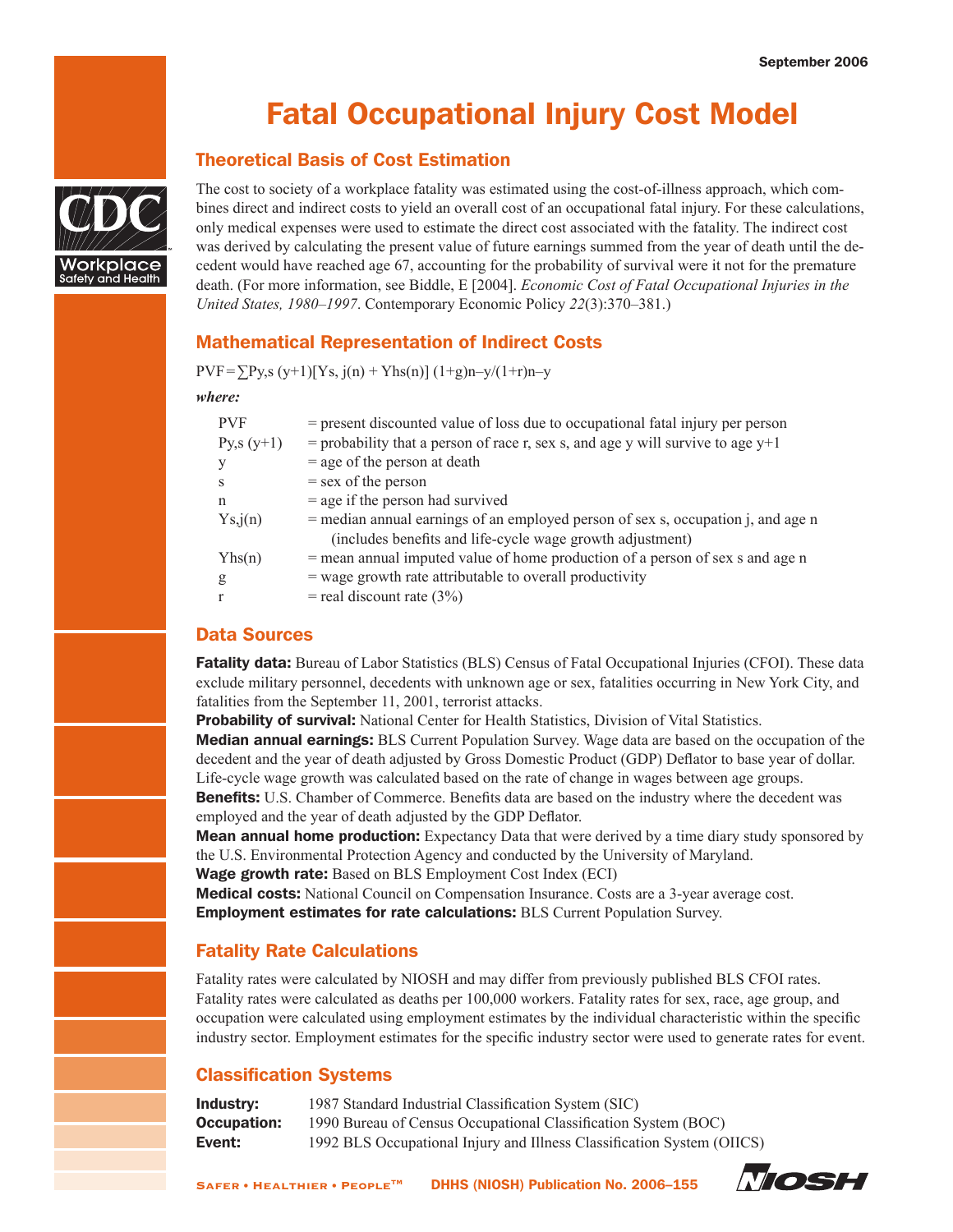September 2006

# Fatal Occupational Injury Cost Model

## Theoretical Basis of Cost Estimation

The cost to society of a workplace fatality was estimated using the cost-of-illness approach, which combines direct and indirect costs to yield an overall cost of an occupational fatal injury. For these calculations, only medical expenses were used to estimate the direct cost associated with the fatality. The indirect cost was derived by calculating the present value of future earnings summed from the year of death until the decedent would have reached age 67, accounting for the probability of survival were it not for the premature death. (For more information, see Biddle, E [2004]. *Economic Cost of Fatal Occupational Injuries in the United States, 1980–1997*. Contemporary Economic Policy *22*(3):370–381.)

## Mathematical Representation of Indirect Costs

$$PVF = \sum P_{y,s}(y+1)[Y_{s,j}(n) + Y_{hs}(n)]\,(1+g)^{n-y}/(1+r)^{n-y}$$

***where:***

| | |
|---|---|
| $PVF$ | = present discounted value of loss due to occupational fatal injury per person |
| $P_{y,s}(y+1)$ | = probability that a person of race r, sex s, and age y will survive to age y+1 |
| $y$ | = age of the person at death |
| $s$ | = sex of the person |
| $n$ | = age if the person had survived |
| $Y_{s,j}(n)$ | = median annual earnings of an employed person of sex s, occupation j, and age n (includes benefits and life-cycle wage growth adjustment) |
| $Y_{hs}(n)$ | = mean annual imputed value of home production of a person of sex s and age n |
| $g$ | = wage growth rate attributable to overall productivity |
| $r$ | = real discount rate (3%) |

## Data Sources

**Fatality data:** Bureau of Labor Statistics (BLS) Census of Fatal Occupational Injuries (CFOI). These data exclude military personnel, decedents with unknown age or sex, fatalities occurring in New York City, and fatalities from the September 11, 2001, terrorist attacks.

**Probability of survival:** National Center for Health Statistics, Division of Vital Statistics.

**Median annual earnings:** BLS Current Population Survey. Wage data are based on the occupation of the decedent and the year of death adjusted by Gross Domestic Product (GDP) Deflator to base year of dollar. Life-cycle wage growth was calculated based on the rate of change in wages between age groups.

**Benefits:** U.S. Chamber of Commerce. Benefits data are based on the industry where the decedent was employed and the year of death adjusted by the GDP Deflator.

**Mean annual home production:** Expectancy Data that were derived by a time diary study sponsored by the U.S. Environmental Protection Agency and conducted by the University of Maryland.

**Wage growth rate:** Based on BLS Employment Cost Index (ECI)

**Medical costs:** National Council on Compensation Insurance. Costs are a 3-year average cost.

**Employment estimates for rate calculations:** BLS Current Population Survey.

## Fatality Rate Calculations

Fatality rates were calculated by NIOSH and may differ from previously published BLS CFOI rates. Fatality rates were calculated as deaths per 100,000 workers. Fatality rates for sex, race, age group, and occupation were calculated using employment estimates by the individual characteristic within the specific industry sector. Employment estimates for the specific industry sector were used to generate rates for event.

## Classification Systems

| | |
|---|---|
| **Industry:** | 1987 Standard Industrial Classification System (SIC) |
| **Occupation:** | 1990 Bureau of Census Occupational Classification System (BOC) |
| **Event:** | 1992 BLS Occupational Injury and Illness Classification System (OIICS) |

SAFER • HEALTHIER • PEOPLE™ DHHS (NIOSH) Publication No. 2006–155